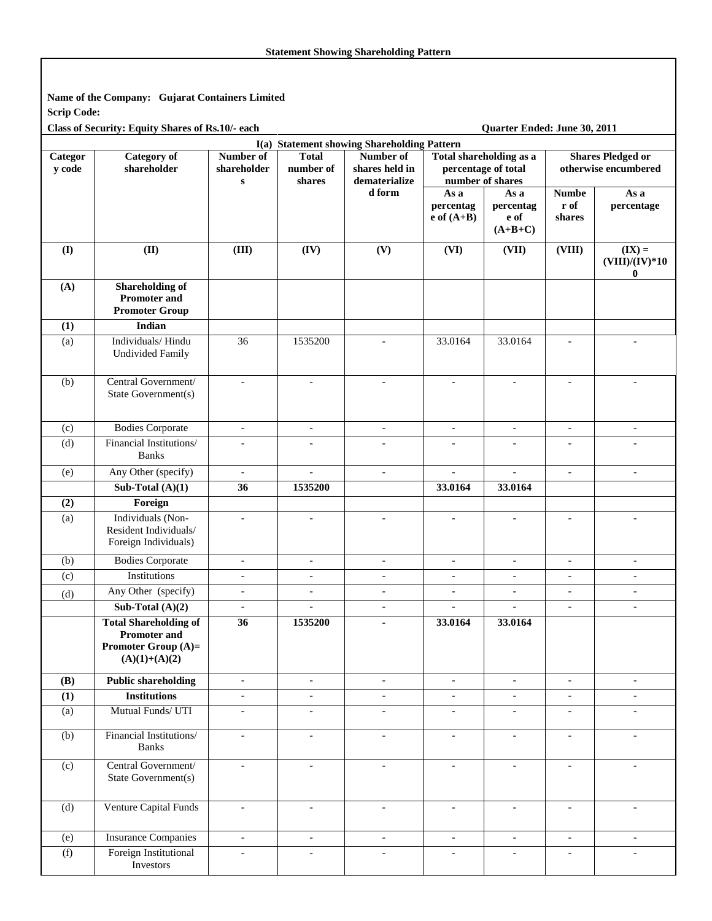**Statement Showing Shareholding Pattern**

**Name of the Company: Gujarat Containers Limited**

**Scrip Code:**

**Class of Security: Equity Shares of Rs.10/- each** **Quarter Ended: June 30, 2011**

**I(a) Statement showing Shareholding Pattern**

| Category code | Category of shareholder | Number of shareholders | Total number of shares | Number of shares held in dematerialized form | Total shareholding as a percentage of total number of shares | | Shares Pledged or otherwise encumbered | |
|---|---|---|---|---|---|---|---|---|
| | | | | | As a percentage of (A+B) | As a percentage of (A+B+C) | Number of shares | As a percentage |
| (I) | (II) | (III) | (IV) | (V) | (VI) | (VII) | (VIII) | (IX) = (VIII)/(IV)*100 |
| **(A)** | **Shareholding of Promoter and Promoter Group** | | | | | | | |
| **(1)** | **Indian** | | | | | | | |
| (a) | Individuals/ Hindu Undivided Family | 36 | 1535200 | - | 33.0164 | 33.0164 | - | - |
| (b) | Central Government/ State Government(s) | - | - | - | - | - | - | - |
| (c) | Bodies Corporate | - | - | - | - | - | - | - |
| (d) | Financial Institutions/ Banks | - | - | - | - | - | - | - |
| (e) | Any Other (specify) | - | - | - | - | - | - | - |
| | **Sub-Total (A)(1)** | **36** | **1535200** | | **33.0164** | **33.0164** | | |
| **(2)** | **Foreign** | | | | | | | |
| (a) | Individuals (Non-Resident Individuals/ Foreign Individuals) | - | - | - | - | - | - | - |
| (b) | Bodies Corporate | - | - | - | - | - | - | - |
| (c) | Institutions | - | - | - | - | - | - | - |
| (d) | Any Other (specify) | - | - | - | - | - | - | - |
| | **Sub-Total (A)(2)** | - | - | - | - | - | - | - |
| | **Total Shareholding of Promoter and Promoter Group (A)= (A)(1)+(A)(2)** | **36** | **1535200** | **-** | **33.0164** | **33.0164** | | |
| **(B)** | **Public shareholding** | - | - | - | - | - | - | - |
| **(1)** | **Institutions** | - | - | - | - | - | - | - |
| (a) | Mutual Funds/ UTI | - | - | - | - | - | - | - |
| (b) | Financial Institutions/ Banks | - | - | - | - | - | - | - |
| (c) | Central Government/ State Government(s) | - | - | - | - | - | - | - |
| (d) | Venture Capital Funds | - | - | - | - | - | - | - |
| (e) | Insurance Companies | - | - | - | - | - | - | - |
| (f) | Foreign Institutional Investors | - | - | - | - | - | - | - |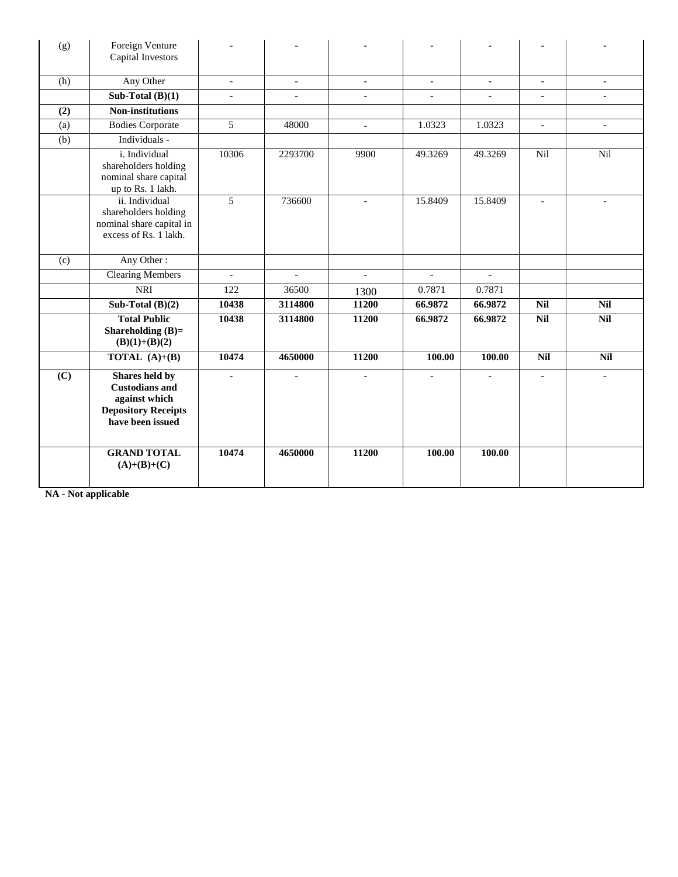| | | | | | | | | |
|---|---|---|---|---|---|---|---|---|
| (g) | Foreign Venture Capital Investors | - | - | - | - | - | - | - |
| (h) | Any Other | - | - | - | - | - | - | - |
| | **Sub-Total (B)(1)** | **-** | **-** | **-** | **-** | **-** | **-** | **-** |
| **(2)** | **Non-institutions** | | | | | | | |
| (a) | Bodies Corporate | 5 | 48000 | - | 1.0323 | 1.0323 | - | - |
| (b) | Individuals - | | | | | | | |
| | i. Individual shareholders holding nominal share capital up to Rs. 1 lakh. | 10306 | 2293700 | 9900 | 49.3269 | 49.3269 | Nil | Nil |
| | ii. Individual shareholders holding nominal share capital in excess of Rs. 1 lakh. | 5 | 736600 | - | 15.8409 | 15.8409 | - | - |
| (c) | Any Other : | | | | | | | |
| | Clearing Members | - | - | - | - | - | | |
| | NRI | 122 | 36500 | 1300 | 0.7871 | 0.7871 | | |
| | **Sub-Total (B)(2)** | **10438** | **3114800** | **11200** | **66.9872** | **66.9872** | **Nil** | **Nil** |
| | **Total Public Shareholding (B)= (B)(1)+(B)(2)** | **10438** | **3114800** | **11200** | **66.9872** | **66.9872** | **Nil** | **Nil** |
| | **TOTAL (A)+(B)** | **10474** | **4650000** | **11200** | **100.00** | **100.00** | **Nil** | **Nil** |
| **(C)** | **Shares held by Custodians and against which Depository Receipts have been issued** | **-** | **-** | **-** | **-** | **-** | **-** | **-** |
| | **GRAND TOTAL (A)+(B)+(C)** | **10474** | **4650000** | **11200** | **100.00** | **100.00** | | |

**NA - Not applicable**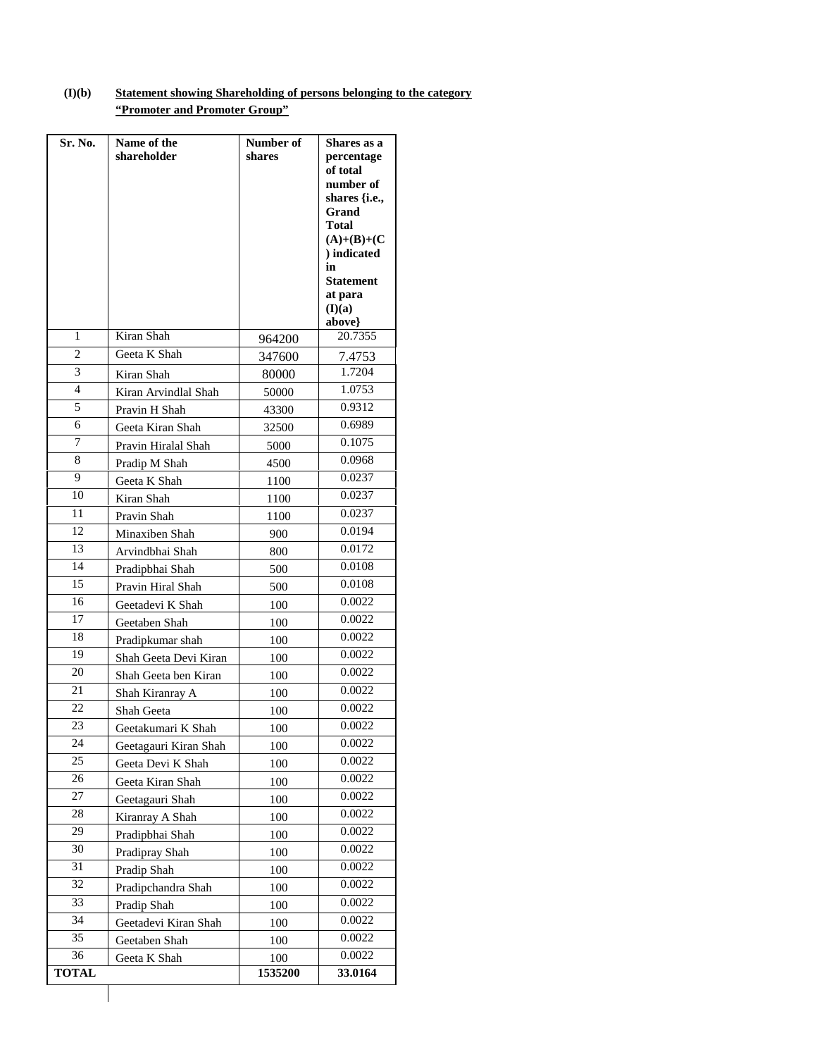**(I)(b)** **Statement showing Shareholding of persons belonging to the category "Promoter and Promoter Group"**

| Sr. No. | Name of the shareholder | Number of shares | Shares as a percentage of total number of shares {i.e., Grand Total (A)+(B)+(C) indicated in Statement at para (I)(a) above} |
|---|---|---|---|
| 1 | Kiran Shah | 964200 | 20.7355 |
| 2 | Geeta K Shah | 347600 | 7.4753 |
| 3 | Kiran Shah | 80000 | 1.7204 |
| 4 | Kiran Arvindlal Shah | 50000 | 1.0753 |
| 5 | Pravin H Shah | 43300 | 0.9312 |
| 6 | Geeta Kiran Shah | 32500 | 0.6989 |
| 7 | Pravin Hiralal Shah | 5000 | 0.1075 |
| 8 | Pradip M Shah | 4500 | 0.0968 |
| 9 | Geeta K Shah | 1100 | 0.0237 |
| 10 | Kiran Shah | 1100 | 0.0237 |
| 11 | Pravin Shah | 1100 | 0.0237 |
| 12 | Minaxiben Shah | 900 | 0.0194 |
| 13 | Arvindbhai Shah | 800 | 0.0172 |
| 14 | Pradipbhai Shah | 500 | 0.0108 |
| 15 | Pravin Hiral Shah | 500 | 0.0108 |
| 16 | Geetadevi K Shah | 100 | 0.0022 |
| 17 | Geetaben Shah | 100 | 0.0022 |
| 18 | Pradipkumar shah | 100 | 0.0022 |
| 19 | Shah Geeta Devi Kiran | 100 | 0.0022 |
| 20 | Shah Geeta ben Kiran | 100 | 0.0022 |
| 21 | Shah Kiranray A | 100 | 0.0022 |
| 22 | Shah Geeta | 100 | 0.0022 |
| 23 | Geetakumari K Shah | 100 | 0.0022 |
| 24 | Geetagauri Kiran Shah | 100 | 0.0022 |
| 25 | Geeta Devi K Shah | 100 | 0.0022 |
| 26 | Geeta Kiran Shah | 100 | 0.0022 |
| 27 | Geetagauri Shah | 100 | 0.0022 |
| 28 | Kiranray A Shah | 100 | 0.0022 |
| 29 | Pradipbhai Shah | 100 | 0.0022 |
| 30 | Pradipray Shah | 100 | 0.0022 |
| 31 | Pradip Shah | 100 | 0.0022 |
| 32 | Pradipchandra Shah | 100 | 0.0022 |
| 33 | Pradip Shah | 100 | 0.0022 |
| 34 | Geetadevi Kiran Shah | 100 | 0.0022 |
| 35 | Geetaben Shah | 100 | 0.0022 |
| 36 | Geeta K Shah | 100 | 0.0022 |
| **TOTAL** | | **1535200** | **33.0164** |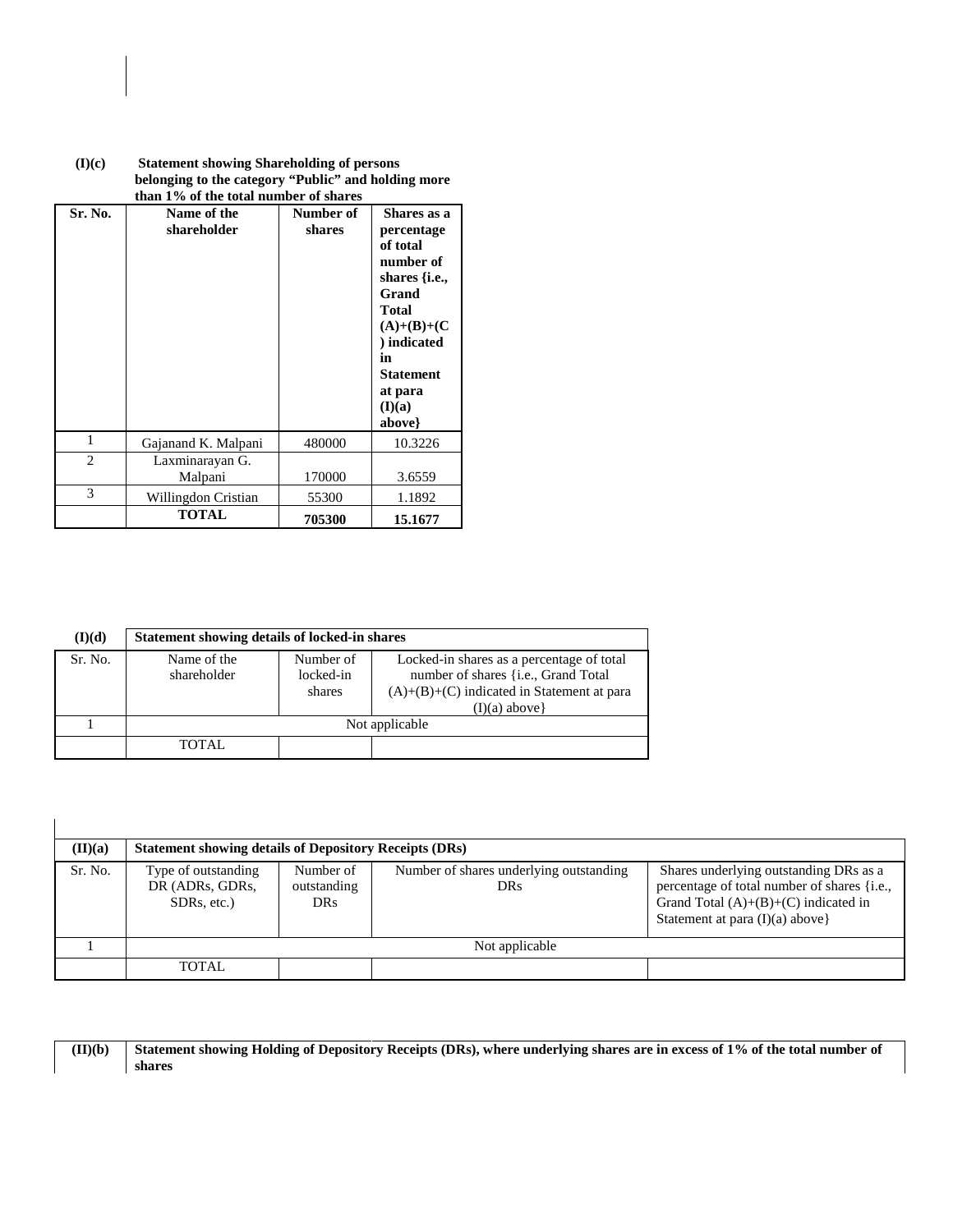**(I)(c) Statement showing Shareholding of persons belonging to the category "Public" and holding more than 1% of the total number of shares**

| Sr. No. | Name of the shareholder | Number of shares | Shares as a percentage of total number of shares {i.e., Grand Total (A)+(B)+(C) indicated in Statement at para (I)(a) above} |
|---|---|---|---|
| 1 | Gajanand K. Malpani | 480000 | 10.3226 |
| 2 | Laxminarayan G. Malpani | 170000 | 3.6559 |
| 3 | Willingdon Cristian | 55300 | 1.1892 |
| | **TOTAL** | **705300** | **15.1677** |

**(I)(d) Statement showing details of locked-in shares**

| Sr. No. | Name of the shareholder | Number of locked-in shares | Locked-in shares as a percentage of total number of shares {i.e., Grand Total (A)+(B)+(C) indicated in Statement at para (I)(a) above} |
|---|---|---|---|
| 1 | Not applicable | | |
| | TOTAL | | |

**(II)(a) Statement showing details of Depository Receipts (DRs)**

| Sr. No. | Type of outstanding DR (ADRs, GDRs, SDRs, etc.) | Number of outstanding DRs | Number of shares underlying outstanding DRs | Shares underlying outstanding DRs as a percentage of total number of shares {i.e., Grand Total (A)+(B)+(C) indicated in Statement at para (I)(a) above} |
|---|---|---|---|---|
| 1 | Not applicable | | | |
| | TOTAL | | | |

**(II)(b) Statement showing Holding of Depository Receipts (DRs), where underlying shares are in excess of 1% of the total number of shares**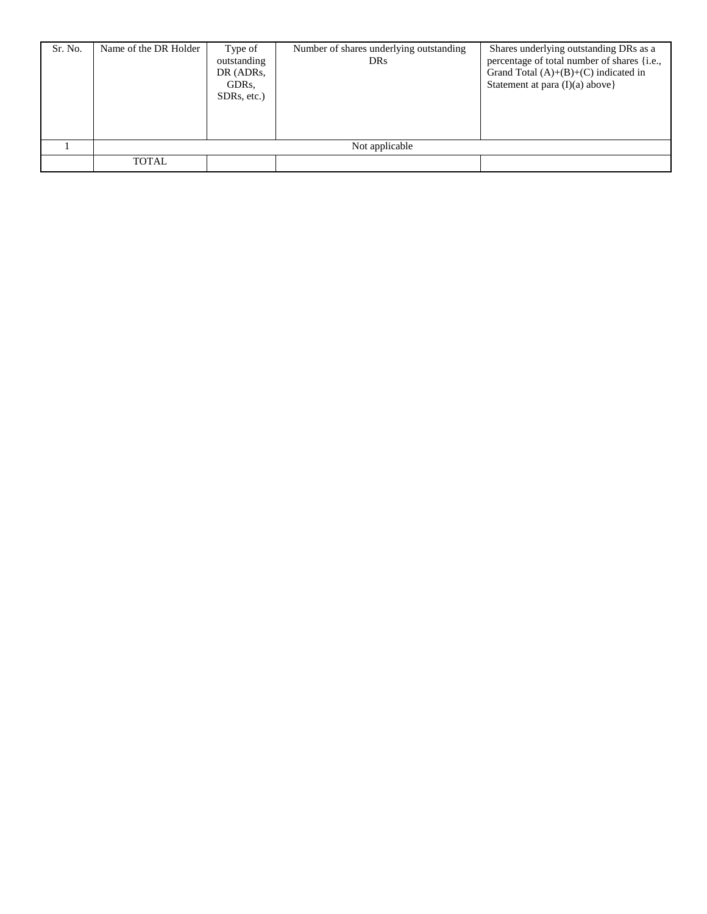| Sr. No. | Name of the DR Holder | Type of outstanding DR (ADRs, GDRs, SDRs, etc.) | Number of shares underlying outstanding DRs | Shares underlying outstanding DRs as a percentage of total number of shares {i.e., Grand Total (A)+(B)+(C) indicated in Statement at para (I)(a) above} |
|---|---|---|---|---|
| 1 | Not applicable | | | |
| | TOTAL | | | |